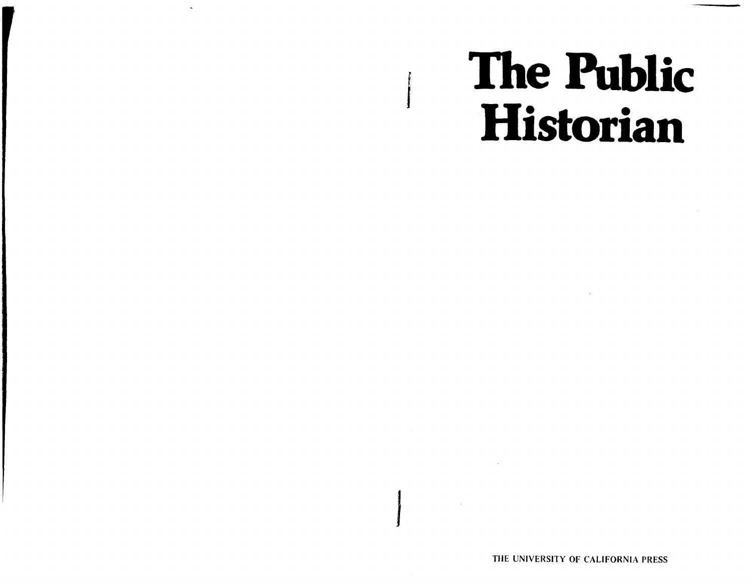# The Public Historian

THE UNIVERSITY OF CALIFORNIA PRESS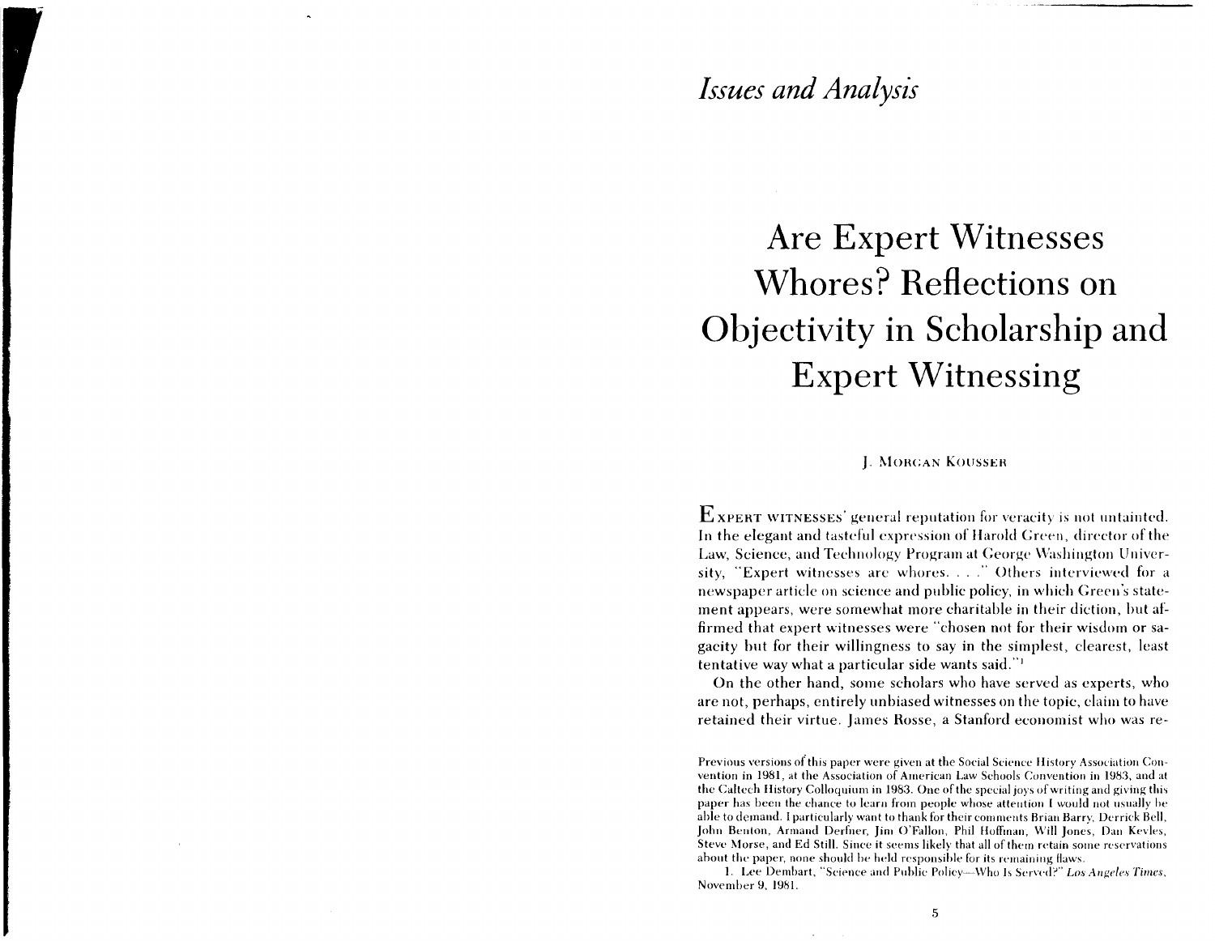*Issues and Analysis*

# Are Expert Witnesses Whores? Reflections on Objectivity in Scholarship and Expert Witnessing

J. MORGAN KOUSSER

EXPERT WITNESSES' general reputation for veracity is not untainted. In the elegant and tasteful expression of Harold Green, director of the Law, Science, and Technology Program at George Washington University, "Expert witnesses are whores. . . ." Others interviewed for a newspaper article on science and public policy, in which Green's statement appears, were somewhat more charitable in their diction, but affirmed that expert witnesses were "chosen not for their wisdom or sagacity but for their willingness to say in the simplest, clearest, least tentative way what a particular side wants said."[1]

On the other hand, some scholars who have served as experts, who are not, perhaps, entirely unbiased witnesses on the topic, claim to have retained their virtue. James Rosse, a Stanford economist who was re-

Previous versions of this paper were given at the Social Science History Association Convention in 1981, at the Association of American Law Schools Convention in 1983, and at the Caltech History Colloquium in 1983. One of the special joys of writing and giving this paper has been the chance to learn from people whose attention I would not usually be able to demand. I particularly want to thank for their comments Brian Barry, Derrick Bell, John Benton, Armand Derfner, Jim O'Fallon, Phil Hoffman, Will Jones, Dan Kevles, Steve Morse, and Ed Still. Since it seems likely that all of them retain some reservations about the paper, none should be held responsible for its remaining flaws.

1. Lee Dembart, "Science and Public Policy—Who Is Served?" *Los Angeles Times*, November 9, 1981.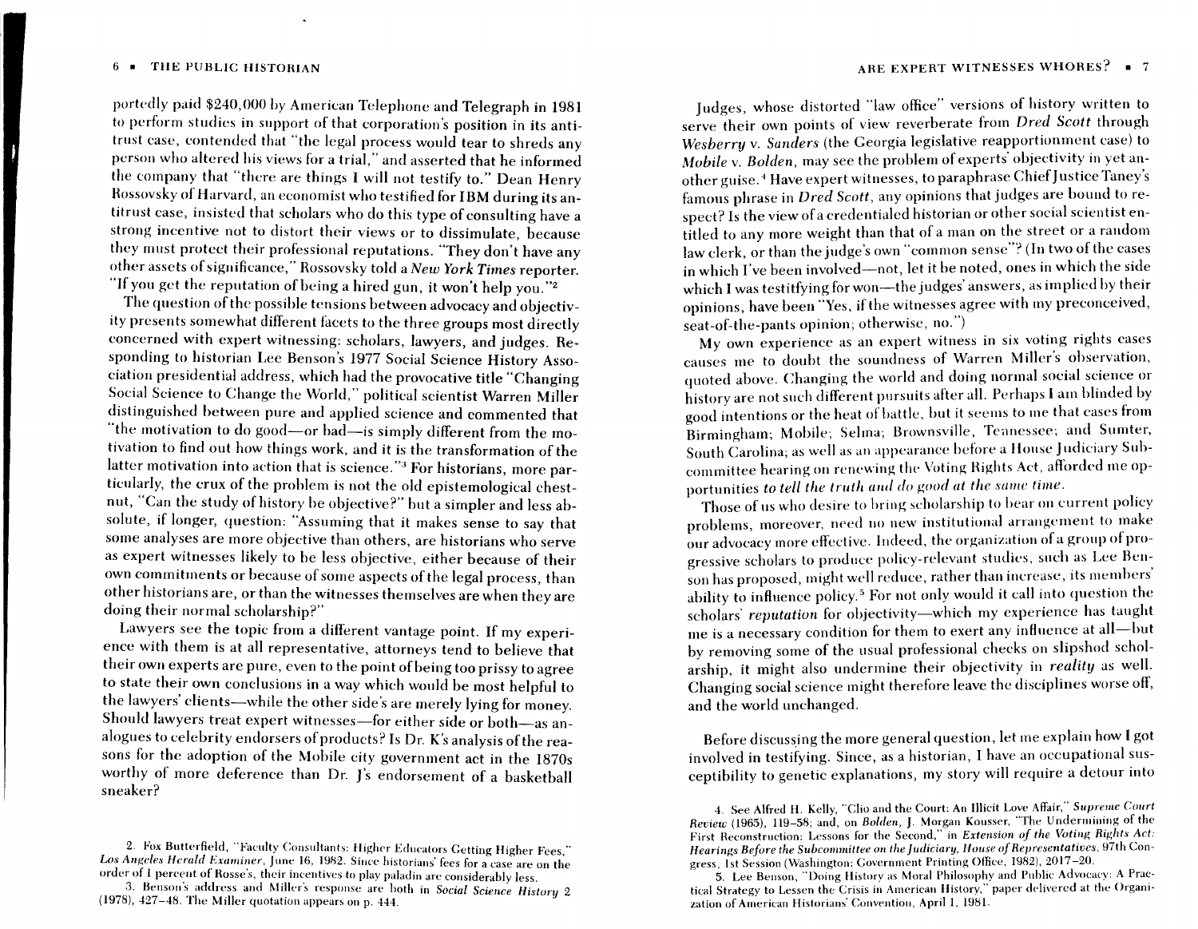portedly paid $240,000 by American Telephone and Telegraph in 1981 to perform studies in support of that corporation's position in its antitrust case, contended that "the legal process would tear to shreds any person who altered his views for a trial," and asserted that he informed the company that "there are things I will not testify to." Dean Henry Rossovsky of Harvard, an economist who testified for IBM during its antitrust case, insisted that scholars who do this type of consulting have a strong incentive not to distort their views or to dissimulate, because they must protect their professional reputations. "They don't have any other assets of significance," Rossovsky told a *New York Times* reporter. "If you get the reputation of being a hired gun, it won't help you."[2]

The question of the possible tensions between advocacy and objectivity presents somewhat different facets to the three groups most directly concerned with expert witnessing: scholars, lawyers, and judges. Responding to historian Lee Benson's 1977 Social Science History Association presidential address, which had the provocative title "Changing Social Science to Change the World," political scientist Warren Miller distinguished between pure and applied science and commented that "the motivation to do good—or bad—is simply different from the motivation to find out how things work, and it is the transformation of the latter motivation into action that is science."[3] For historians, more particularly, the crux of the problem is not the old epistemological chestnut, "Can the study of history be objective?" but a simpler and less absolute, if longer, question: "Assuming that it makes sense to say that some analyses are more objective than others, are historians who serve as expert witnesses likely to be less objective, either because of their own commitments or because of some aspects of the legal process, than other historians are, or than the witnesses themselves are when they are doing their normal scholarship?"

Lawyers see the topic from a different vantage point. If my experience with them is at all representative, attorneys tend to believe that their own experts are pure, even to the point of being too prissy to agree to state their own conclusions in a way which would be most helpful to the lawyers' clients—while the other side's are merely lying for money. Should lawyers treat expert witnesses—for either side or both—as analogues to celebrity endorsers of products? Is Dr. K's analysis of the reasons for the adoption of the Mobile city government act in the 1870s worthy of more deference than Dr. J's endorsement of a basketball sneaker?

Judges, whose distorted "law office" versions of history written to serve their own points of view reverberate from *Dred Scott* through *Wesberry* v. *Sanders* (the Georgia legislative reapportionment case) to *Mobile* v. *Bolden*, may see the problem of experts' objectivity in yet another guise.[4] Have expert witnesses, to paraphrase Chief Justice Taney's famous phrase in *Dred Scott*, any opinions that judges are bound to respect? Is the view of a credentialed historian or other social scientist entitled to any more weight than that of a man on the street or a random law clerk, or than the judge's own "common sense"? (In two of the cases in which I've been involved—not, let it be noted, ones in which the side which I was testifying for won—the judges' answers, as implied by their opinions, have been "Yes, if the witnesses agree with my preconceived, seat-of-the-pants opinion; otherwise, no.")

My own experience as an expert witness in six voting rights cases causes me to doubt the soundness of Warren Miller's observation, quoted above. Changing the world and doing normal social science or history are not such different pursuits after all. Perhaps I am blinded by good intentions or the heat of battle, but it seems to me that cases from Birmingham; Mobile; Selma; Brownsville, Tennessee; and Sumter, South Carolina; as well as an appearance before a House Judiciary Subcommittee hearing on renewing the Voting Rights Act, afforded me opportunities *to tell the truth and do good at the same time*.

Those of us who desire to bring scholarship to bear on current policy problems, moreover, need no new institutional arrangement to make our advocacy more effective. Indeed, the organization of a group of progressive scholars to produce policy-relevant studies, such as Lee Benson has proposed, might well reduce, rather than increase, its members' ability to influence policy.[5] For not only would it call into question the scholars' *reputation* for objectivity—which my experience has taught me is a necessary condition for them to exert any influence at all—but by removing some of the usual professional checks on slipshod scholarship, it might also undermine their objectivity in *reality* as well. Changing social science might therefore leave the disciplines worse off, and the world unchanged.

Before discussing the more general question, let me explain how I got involved in testifying. Since, as a historian, I have an occupational susceptibility to genetic explanations, my story will require a detour into

2. Fox Butterfield, "Faculty Consultants: Higher Educators Getting Higher Fees," *Los Angeles Herald Examiner*, June 16, 1982. Since historians' fees for a case are on the order of 1 percent of Rosse's, their incentives to play paladin are considerably less.

3. Benson's address and Miller's response are both in *Social Science History* 2 (1978), 427–48. The Miller quotation appears on p. 444.

4. See Alfred H. Kelly, "Clio and the Court: An Illicit Love Affair," *Supreme Court Review* (1965), 119–58; and, on *Bolden*, J. Morgan Kousser, "The Undermining of the First Reconstruction: Lessons for the Second," in *Extension of the Voting Rights Act: Hearings Before the Subcommittee on the Judiciary, House of Representatives*, 97th Congress, 1st Session (Washington: Government Printing Office, 1982), 2017–20.

5. Lee Benson, "Doing History as Moral Philosophy and Public Advocacy: A Practical Strategy to Lessen the Crisis in American History," paper delivered at the Organization of American Historians' Convention, April 1, 1981.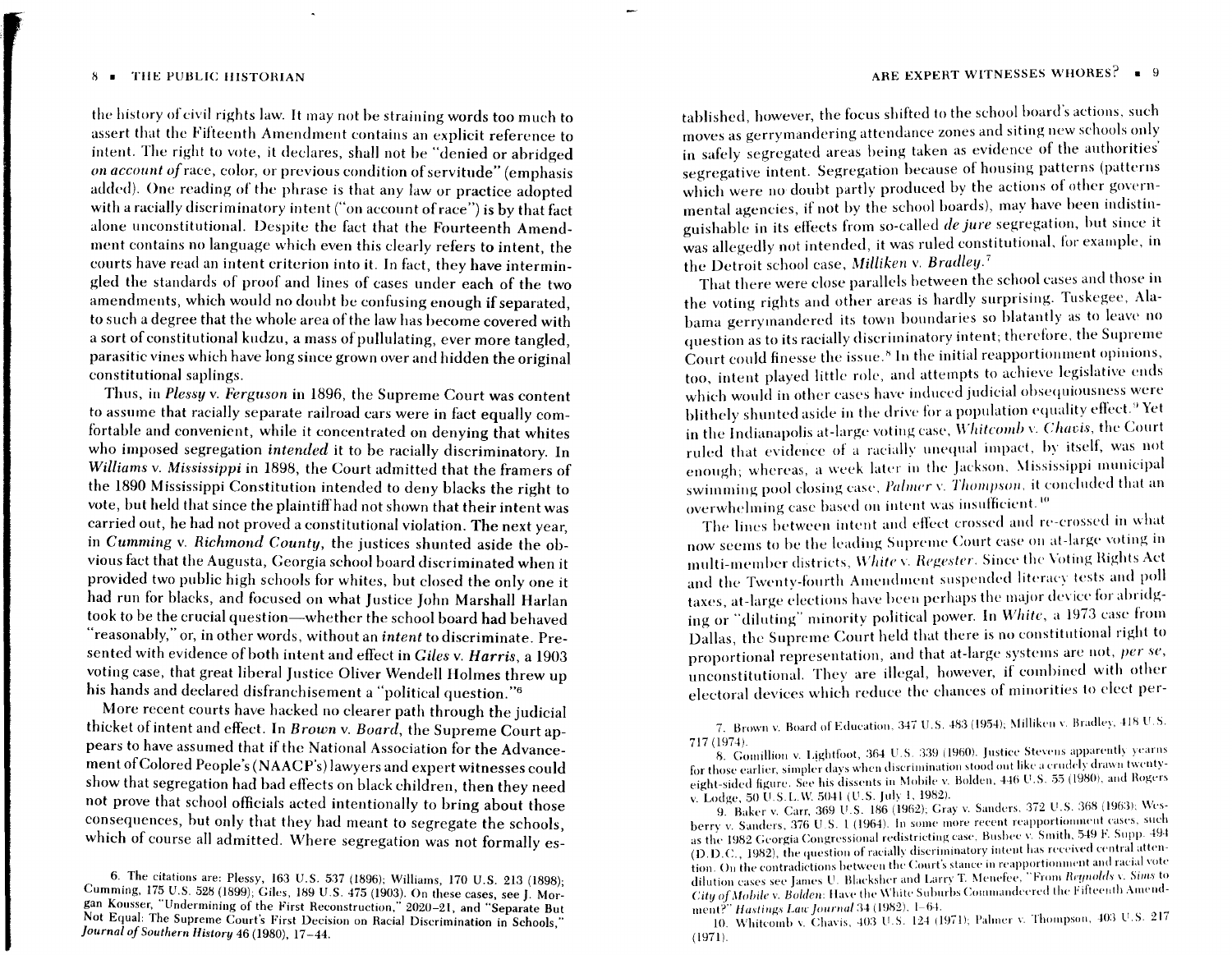the history of civil rights law. It may not be straining words too much to assert that the Fifteenth Amendment contains an explicit reference to intent. The right to vote, it declares, shall not be "denied or abridged *on account of* race, color, or previous condition of servitude" (emphasis added). One reading of the phrase is that any law or practice adopted with a racially discriminatory intent ("on account of race") is by that fact alone unconstitutional. Despite the fact that the Fourteenth Amendment contains no language which even this clearly refers to intent, the courts have read an intent criterion into it. In fact, they have intermingled the standards of proof and lines of cases under each of the two amendments, which would no doubt be confusing enough if separated, to such a degree that the whole area of the law has become covered with a sort of constitutional kudzu, a mass of pullulating, ever more tangled, parasitic vines which have long since grown over and hidden the original constitutional saplings.

Thus, in *Plessy* v. *Ferguson* in 1896, the Supreme Court was content to assume that racially separate railroad cars were in fact equally comfortable and convenient, while it concentrated on denying that whites who imposed segregation *intended* it to be racially discriminatory. In *Williams* v. *Mississippi* in 1898, the Court admitted that the framers of the 1890 Mississippi Constitution intended to deny blacks the right to vote, but held that since the plaintiff had not shown that their intent was carried out, he had not proved a constitutional violation. The next year, in *Cumming* v. *Richmond County*, the justices shunted aside the obvious fact that the Augusta, Georgia school board discriminated when it provided two public high schools for whites, but closed the only one it had run for blacks, and focused on what Justice John Marshall Harlan took to be the crucial question—whether the school board had behaved "reasonably," or, in other words, without an *intent* to discriminate. Presented with evidence of both intent and effect in *Giles* v. *Harris*, a 1903 voting case, that great liberal Justice Oliver Wendell Holmes threw up his hands and declared disfranchisement a "political question."[6]

More recent courts have hacked no clearer path through the judicial thicket of intent and effect. In *Brown* v. *Board*, the Supreme Court appears to have assumed that if the National Association for the Advancement of Colored People's (NAACP's) lawyers and expert witnesses could show that segregation had bad effects on black children, then they need not prove that school officials acted intentionally to bring about those consequences, but only that they had meant to segregate the schools, which of course all admitted. Where segregation was not formally established, however, the focus shifted to the school board's actions, such moves as gerrymandering attendance zones and siting new schools only in safely segregated areas being taken as evidence of the authorities' segregative intent. Segregation because of housing patterns (patterns which were no doubt partly produced by the actions of other governmental agencies, if not by the school boards), may have been indistinguishable in its effects from so-called *de jure* segregation, but since it was allegedly not intended, it was ruled constitutional, for example, in the Detroit school case, *Milliken* v. *Bradley*.[7]

That there were close parallels between the school cases and those in the voting rights and other areas is hardly surprising. Tuskegee, Alabama gerrymandered its town boundaries so blatantly as to leave no question as to its racially discriminatory intent; therefore, the Supreme Court could finesse the issue.[8] In the initial reapportionment opinions, too, intent played little role, and attempts to achieve legislative ends which would in other cases have induced judicial obsequiousness were blithely shunted aside in the drive for a population equality effect.[9] Yet in the Indianapolis at-large voting case, *Whitcomb* v. *Chavis*, the Court ruled that evidence of a racially unequal impact, by itself, was not enough; whereas, a week later in the Jackson, Mississippi municipal swimming pool closing case, *Palmer* v. *Thompson*, it concluded that an overwhelming case based on intent was insufficient.[10]

The lines between intent and effect crossed and re-crossed in what now seems to be the leading Supreme Court case on at-large voting in multi-member districts, *White* v. *Regester*. Since the Voting Rights Act and the Twenty-fourth Amendment suspended literacy tests and poll taxes, at-large elections have been perhaps the major device for abridging or "diluting" minority political power. In *White*, a 1973 case from Dallas, the Supreme Court held that there is no constitutional right to proportional representation, and that at-large systems are not, *per se*, unconstitutional. They are illegal, however, if combined with other electoral devices which reduce the chances of minorities to elect per-

6. The citations are: Plessy, 163 U.S. 537 (1896); Williams, 170 U.S. 213 (1898); Cumming, 175 U.S. 528 (1899); Giles, 189 U.S. 475 (1903). On these cases, see J. Morgan Kousser, "Undermining of the First Reconstruction," 2020–21, and "Separate But Not Equal: The Supreme Court's First Decision on Racial Discrimination in Schools," *Journal of Southern History* 46 (1980), 17–44.

7. Brown v. Board of Education, 347 U.S. 483 (1954); Milliken v. Bradley, 418 U.S. 717 (1974).

8. Gomillion v. Lightfoot, 364 U.S. 339 (1960). Justice Stevens apparently yearns for those earlier, simpler days when discrimination stood out like a crudely drawn twenty-eight-sided figure. See his dissents in Mobile v. Bolden, 446 U.S. 55 (1980), and Rogers v. Lodge, 50 U.S.L.W. 5041 (U.S. July 1, 1982).

9. Baker v. Carr, 369 U.S. 186 (1962); Gray v. Sanders, 372 U.S. 368 (1963); Wesberry v. Sanders, 376 U.S. 1 (1964). In some more recent reapportionment cases, such as the 1982 Georgia Congressional redistricting case, Busbee v. Smith, 549 F. Supp. 494 (D.D.C., 1982), the question of racially discriminatory intent has received central attention. On the contradictions between the Court's stance in reapportionment and racial vote dilution cases see James U. Blacksher and Larry T. Menefee, "From *Reynolds* v. *Sims* to *City of Mobile* v. *Bolden*: Have the White Suburbs Commandeered the Fifteenth Amendment?" *Hastings Law Journal* 34 (1982), 1–64.

10. Whitcomb v. Chavis, 403 U.S. 124 (1971); Palmer v. Thompson, 403 U.S. 217 (1971).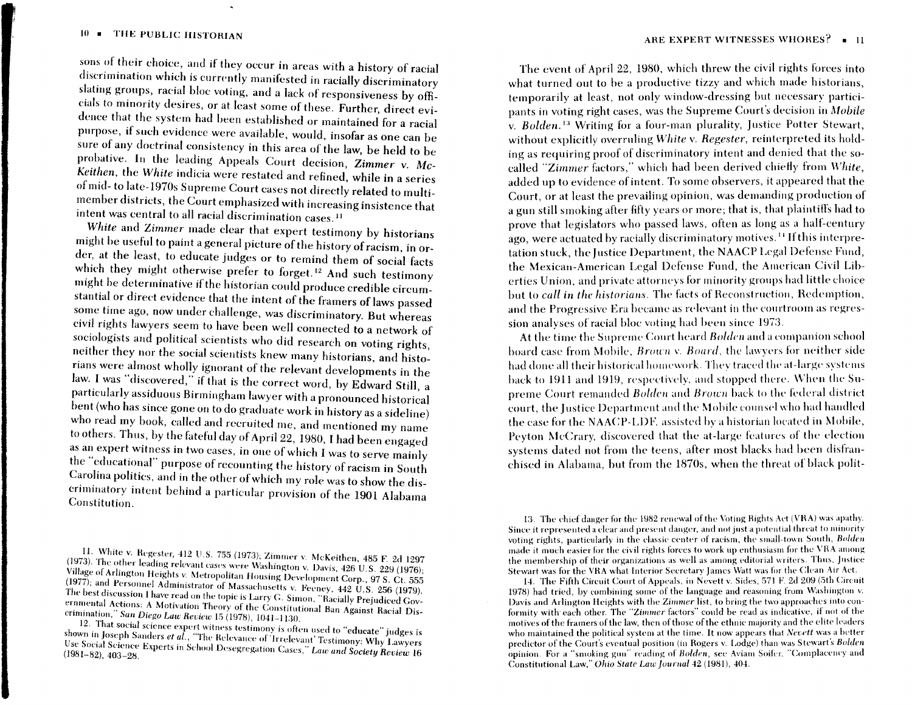sons of their choice, and if they occur in areas with a history of racial discrimination which is currently manifested in racially discriminatory slating groups, racial bloc voting, and a lack of responsiveness by officials to minority desires, or at least some of these. Further, direct evidence that the system had been established or maintained for a racial purpose, if such evidence were available, would, insofar as one can be sure of any doctrinal consistency in this area of the law, be held to be probative. In the leading Appeals Court decision, *Zimmer* v. *McKeithen*, the *White* indicia were restated and refined, while in a series of mid- to late-1970s Supreme Court cases not directly related to multimember districts, the Court emphasized with increasing insistence that intent was central to all racial discrimination cases.[11]

*White* and *Zimmer* made clear that expert testimony by historians might be useful to paint a general picture of the history of racism, in order, at the least, to educate judges or to remind them of social facts which they might otherwise prefer to forget.[12] And such testimony might be determinative if the historian could produce credible circumstantial or direct evidence that the intent of the framers of laws passed some time ago, now under challenge, was discriminatory. But whereas civil rights lawyers seem to have been well connected to a network of sociologists and political scientists who did research on voting rights, neither they nor the social scientists knew many historians, and historians were almost wholly ignorant of the relevant developments in the law. I was "discovered," if that is the correct word, by Edward Still, a particularly assiduous Birmingham lawyer with a pronounced historical bent (who has since gone on to do graduate work in history as a sideline) who read my book, called and recruited me, and mentioned my name to others. Thus, by the fateful day of April 22, 1980, I had been engaged as an expert witness in two cases, in one of which I was to serve mainly the "educational" purpose of recounting the history of racism in South Carolina politics, and in the other of which my role was to show the discriminatory intent behind a particular provision of the 1901 Alabama Constitution.

The event of April 22, 1980, which threw the civil rights forces into what turned out to be a productive tizzy and which made historians, temporarily at least, not only window-dressing but necessary participants in voting right cases, was the Supreme Court's decision in *Mobile* v. *Bolden*.[13] Writing for a four-man plurality, Justice Potter Stewart, without explicitly overruling *White* v. *Regester*, reinterpreted its holding as requiring proof of discriminatory intent and denied that the so-called "*Zimmer* factors," which had been derived chiefly from *White*, added up to evidence of intent. To some observers, it appeared that the Court, or at least the prevailing opinion, was demanding production of a gun still smoking after fifty years or more; that is, that plaintiffs had to prove that legislators who passed laws, often as long as a half-century ago, were actuated by racially discriminatory motives.[14] If this interpretation stuck, the Justice Department, the NAACP Legal Defense Fund, the Mexican-American Legal Defense Fund, the American Civil Liberties Union, and private attorneys for minority groups had little choice but to *call in the historians*. The facts of Reconstruction, Redemption, and the Progressive Era became as relevant in the courtroom as regression analyses of racial bloc voting had been since 1973.

At the time the Supreme Court heard *Bolden* and a companion school board case from Mobile, *Brown* v. *Board*, the lawyers for neither side had done all their historical homework. They traced the at-large systems back to 1911 and 1919, respectively, and stopped there. When the Supreme Court remanded *Bolden* and *Brown* back to the federal district court, the Justice Department and the Mobile counsel who had handled the case for the NAACP-LDF, assisted by a historian located in Mobile, Peyton McCrary, discovered that the at-large features of the election systems dated not from the teens, after most blacks had been disfranchised in Alabama, but from the 1870s, when the threat of black polit-

---

11. White v. Regester, 412 U.S. 755 (1973); Zimmer v. McKeithen, 485 F. 2d 1297 (1973). The other leading relevant cases were Washington v. Davis, 426 U.S. 229 (1976); Village of Arlington Heights v. Metropolitan Housing Development Corp., 97 S. Ct. 555 (1977); and Personnel Administrator of Massachusetts v. Feeney, 442 U.S. 256 (1979). The best discussion I have read on the topic is Larry G. Simon, "Racially Prejudiced Governmental Actions: A Motivation Theory of the Constitutional Ban Against Racial Discrimination," *San Diego Law Review* 15 (1978), 1041–1130.

12. That social science expert witness testimony is often used to "educate" judges is shown in Joseph Sanders *et al.*, "The Relevance of 'Irrelevant' Testimony: Why Lawyers Use Social Science Experts in School Desegregation Cases," *Law and Society Review* 16 (1981–82), 403–28.

13. The chief danger for the 1982 renewal of the Voting Rights Act (VRA) was apathy. Since it represented a clear and present danger, and not just a potential threat to minority voting rights, particularly in the classic center of racism, the small-town South, *Bolden* made it much easier for the civil rights forces to whip up enthusiasm for the VRA among the membership of their organizations as well as among editorial writers. Thus, Justice Stewart was for the VRA what Interior Secretary James Watt was for the Clean Air Act.

14. The Fifth Circuit Court of Appeals, in Nevett v. Sides, 571 F. 2d 209 (5th Circuit 1978) had tried, by combining some of the language and reasoning from Washington v. Davis and Arlington Heights with the *Zimmer* list, to bring the two approaches into conformity with each other. The "*Zimmer* factors" could be read as indicative, if not of the motives of the framers of the law, then of those of the ethnic majority and the elite leaders who maintained the political system at the time. It now appears that *Nevett* was a better predictor of the Court's eventual position (in Rogers v. Lodge) than was Stewart's *Bolden* opinion. For a "smoking gun" reading of *Bolden*, see Aviam Soifer, "Complacency and Constitutional Law," *Ohio State Law Journal* 42 (1981), 404.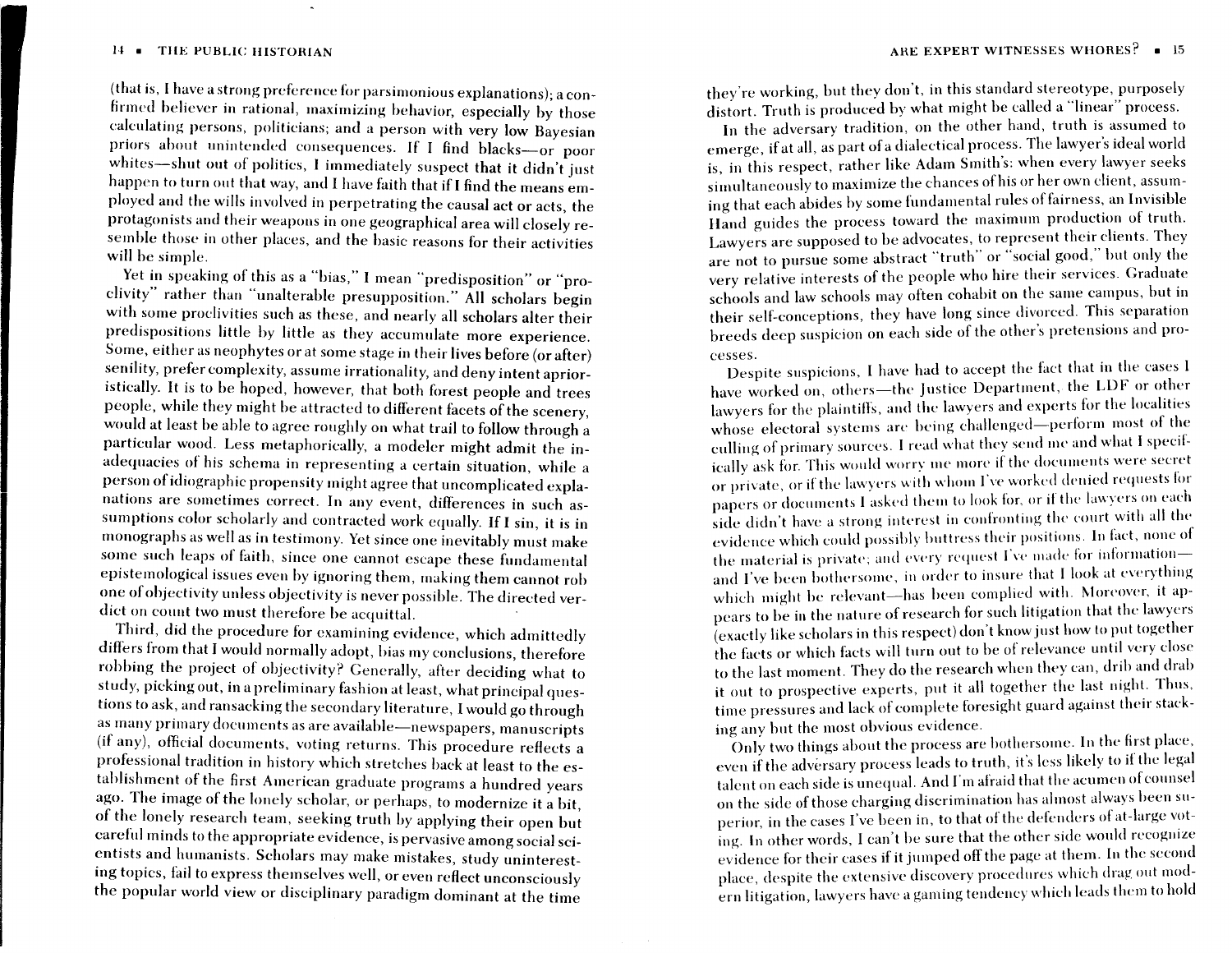(that is, I have a strong preference for parsimonious explanations); a confirmed believer in rational, maximizing behavior, especially by those calculating persons, politicians; and a person with very low Bayesian priors about unintended consequences. If I find blacks—or poor whites—shut out of politics, I immediately suspect that it didn't just happen to turn out that way, and I have faith that if I find the means employed and the wills involved in perpetrating the causal act or acts, the protagonists and their weapons in one geographical area will closely resemble those in other places, and the basic reasons for their activities will be simple.

Yet in speaking of this as a "bias," I mean "predisposition" or "proclivity" rather than "unalterable presupposition." All scholars begin with some proclivities such as these, and nearly all scholars alter their predispositions little by little as they accumulate more experience. Some, either as neophytes or at some stage in their lives before (or after) senility, prefer complexity, assume irrationality, and deny intent aprioristically. It is to be hoped, however, that both forest people and trees people, while they might be attracted to different facets of the scenery, would at least be able to agree roughly on what trail to follow through a particular wood. Less metaphorically, a modeler might admit the inadequacies of his schema in representing a certain situation, while a person of idiographic propensity might agree that uncomplicated explanations are sometimes correct. In any event, differences in such assumptions color scholarly and contracted work equally. If I sin, it is in monographs as well as in testimony. Yet since one inevitably must make some such leaps of faith, since one cannot escape these fundamental epistemological issues even by ignoring them, making them cannot rob one of objectivity unless objectivity is never possible. The directed verdict on count two must therefore be acquittal.

Third, did the procedure for examining evidence, which admittedly differs from that I would normally adopt, bias my conclusions, therefore robbing the project of objectivity? Generally, after deciding what to study, picking out, in a preliminary fashion at least, what principal questions to ask, and ransacking the secondary literature, I would go through as many primary documents as are available—newspapers, manuscripts (if any), official documents, voting returns. This procedure reflects a professional tradition in history which stretches back at least to the establishment of the first American graduate programs a hundred years ago. The image of the lonely scholar, or perhaps, to modernize it a bit, of the lonely research team, seeking truth by applying their open but careful minds to the appropriate evidence, is pervasive among social scientists and humanists. Scholars may make mistakes, study uninteresting topics, fail to express themselves well, or even reflect unconsciously the popular world view or disciplinary paradigm dominant at the time they're working, but they don't, in this standard stereotype, purposely distort. Truth is produced by what might be called a "linear" process.

In the adversary tradition, on the other hand, truth is assumed to emerge, if at all, as part of a dialectical process. The lawyer's ideal world is, in this respect, rather like Adam Smith's: when every lawyer seeks simultaneously to maximize the chances of his or her own client, assuming that each abides by some fundamental rules of fairness, an Invisible Hand guides the process toward the maximum production of truth. Lawyers are supposed to be advocates, to represent their clients. They are not to pursue some abstract "truth" or "social good," but only the very relative interests of the people who hire their services. Graduate schools and law schools may often cohabit on the same campus, but in their self-conceptions, they have long since divorced. This separation breeds deep suspicion on each side of the other's pretensions and processes.

Despite suspicions, I have had to accept the fact that in the cases I have worked on, others—the Justice Department, the LDF or other lawyers for the plaintiffs, and the lawyers and experts for the localities whose electoral systems are being challenged—perform most of the culling of primary sources. I read what they send me and what I specifically ask for. This would worry me more if the documents were secret or private, or if the lawyers with whom I've worked denied requests for papers or documents I asked them to look for, or if the lawyers on each side didn't have a strong interest in confronting the court with all the evidence which could possibly buttress their positions. In fact, none of the material is private; and every request I've made for information—and I've been bothersome, in order to insure that I look at everything which might be relevant—has been complied with. Moreover, it appears to be in the nature of research for such litigation that the lawyers (exactly like scholars in this respect) don't know just how to put together the facts or which facts will turn out to be of relevance until very close to the last moment. They do the research when they can, drib and drab it out to prospective experts, put it all together the last night. Thus, time pressures and lack of complete foresight guard against their stacking any but the most obvious evidence.

Only two things about the process are bothersome. In the first place, even if the adversary process leads to truth, it's less likely to if the legal talent on each side is unequal. And I'm afraid that the acumen of counsel on the side of those charging discrimination has almost always been superior, in the cases I've been in, to that of the defenders of at-large voting. In other words, I can't be sure that the other side would recognize evidence for their cases if it jumped off the page at them. In the second place, despite the extensive discovery procedures which drag out modern litigation, lawyers have a gaming tendency which leads them to hold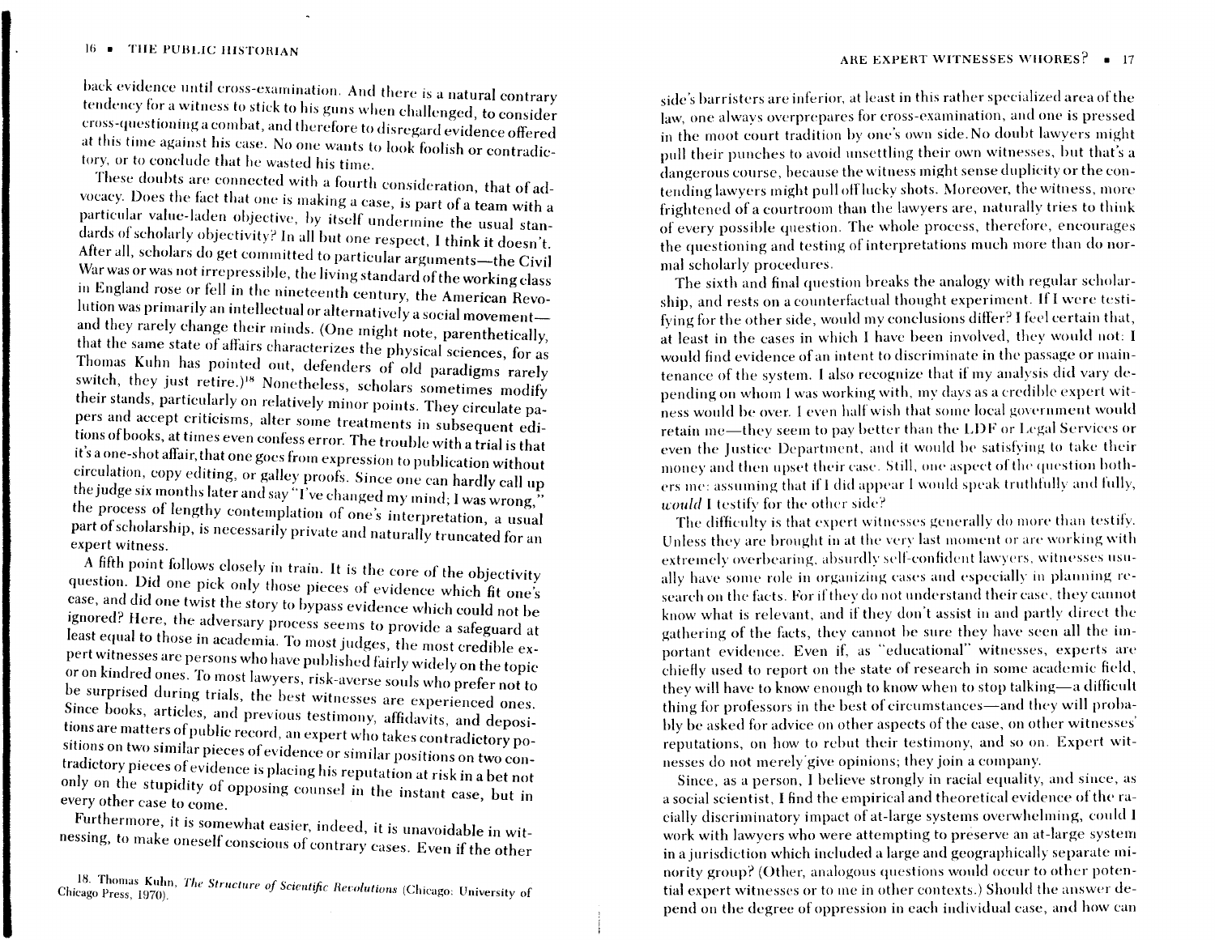back evidence until cross-examination. And there is a natural contrary tendency for a witness to stick to his guns when challenged, to consider cross-questioning a combat, and therefore to disregard evidence offered at this time against his case. No one wants to look foolish or contradictory, or to conclude that he wasted his time.

These doubts are connected with a fourth consideration, that of advocacy. Does the fact that one is making a case, is part of a team with a particular value-laden objective, by itself undermine the usual standards of scholarly objectivity? In all but one respect, I think it doesn't. After all, scholars do get committed to particular arguments—the Civil War was or was not irrepressible, the living standard of the working class in England rose or fell in the nineteenth century, the American Revolution was primarily an intellectual or alternatively a social movement—and they rarely change their minds. (One might note, parenthetically, that the same state of affairs characterizes the physical sciences, for as Thomas Kuhn has pointed out, defenders of old paradigms rarely switch, they just retire.)[18] Nonetheless, scholars sometimes modify their stands, particularly on relatively minor points. They circulate papers and accept criticisms, alter some treatments in subsequent editions of books, at times even confess error. The trouble with a trial is that it's a one-shot affair, that one goes from expression to publication without circulation, copy editing, or galley proofs. Since one can hardly call up the judge six months later and say "I've changed my mind; I was wrong," the process of lengthy contemplation of one's interpretation, a usual part of scholarship, is necessarily private and naturally truncated for an expert witness.

A fifth point follows closely in train. It is the core of the objectivity question. Did one pick only those pieces of evidence which fit one's case, and did one twist the story to bypass evidence which could not be ignored? Here, the adversary process seems to provide a safeguard at least equal to those in academia. To most judges, the most credible expert witnesses are persons who have published fairly widely on the topic or on kindred ones. To most lawyers, risk-averse souls who prefer not to be surprised during trials, the best witnesses are experienced ones. Since books, articles, and previous testimony, affidavits, and depositions are matters of public record, an expert who takes contradictory positions on two similar pieces of evidence or similar positions on two contradictory pieces of evidence is placing his reputation at risk in a bet not only on the stupidity of opposing counsel in the instant case, but in every other case to come.

Furthermore, it is somewhat easier, indeed, it is unavoidable in witnessing, to make oneself conscious of contrary cases. Even if the other side's barristers are inferior, at least in this rather specialized area of the law, one always overprepares for cross-examination, and one is pressed in the moot court tradition by one's own side. No doubt lawyers might pull their punches to avoid unsettling their own witnesses, but that's a dangerous course, because the witness might sense duplicity or the contending lawyers might pull off lucky shots. Moreover, the witness, more frightened of a courtroom than the lawyers are, naturally tries to think of every possible question. The whole process, therefore, encourages the questioning and testing of interpretations much more than do normal scholarly procedures.

The sixth and final question breaks the analogy with regular scholarship, and rests on a counterfactual thought experiment. If I were testifying for the other side, would my conclusions differ? I feel certain that, at least in the cases in which I have been involved, they would not: I would find evidence of an intent to discriminate in the passage or maintenance of the system. I also recognize that if my analysis did vary depending on whom I was working with, my days as a credible expert witness would be over. I even half wish that some local government would retain me—they seem to pay better than the LDF or Legal Services or even the Justice Department, and it would be satisfying to take their money and then upset their case. Still, one aspect of the question bothers me: assuming that if I did appear I would speak truthfully and fully, *would* I testify for the other side?

The difficulty is that expert witnesses generally do more than testify. Unless they are brought in at the very last moment or are working with extremely overbearing, absurdly self-confident lawyers, witnesses usually have some role in organizing cases and especially in planning research on the facts. For if they do not understand their case, they cannot know what is relevant, and if they don't assist in and partly direct the gathering of the facts, they cannot be sure they have seen all the important evidence. Even if, as "educational" witnesses, experts are chiefly used to report on the state of research in some academic field, they will have to know enough to know when to stop talking—a difficult thing for professors in the best of circumstances—and they will probably be asked for advice on other aspects of the case, on other witnesses' reputations, on how to rebut their testimony, and so on. Expert witnesses do not merely give opinions; they join a company.

Since, as a person, I believe strongly in racial equality, and since, as a social scientist, I find the empirical and theoretical evidence of the racially discriminatory impact of at-large systems overwhelming, could I work with lawyers who were attempting to preserve an at-large system in a jurisdiction which included a large and geographically separate minority group? (Other, analogous questions would occur to other potential expert witnesses or to me in other contexts.) Should the answer depend on the degree of oppression in each individual case, and how can

18. Thomas Kuhn, *The Structure of Scientific Revolutions* (Chicago: University of Chicago Press, 1970).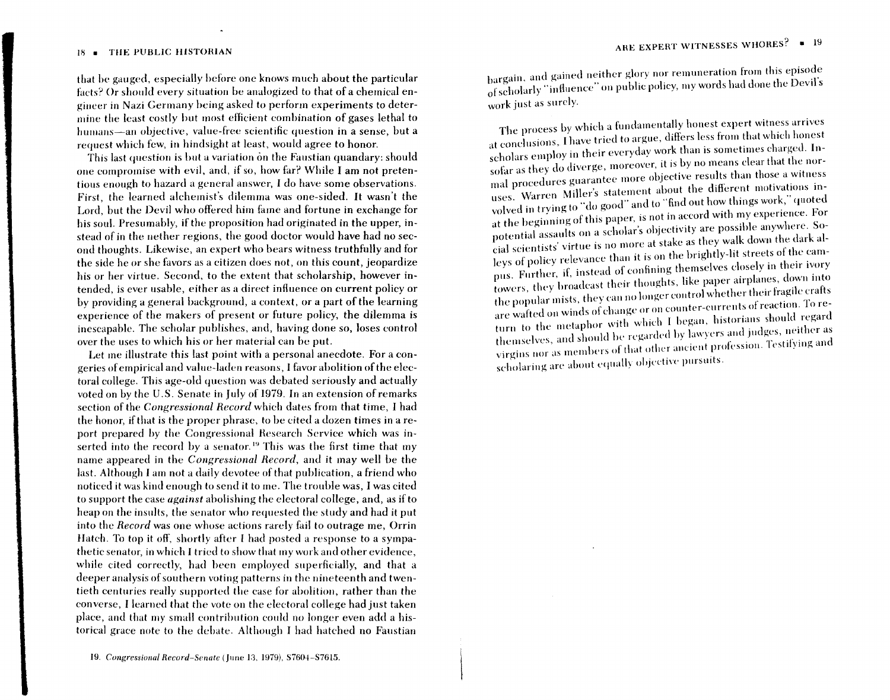that he gauged, especially before one knows much about the particular facts? Or should every situation be analogized to that of a chemical engineer in Nazi Germany being asked to perform experiments to determine the least costly but most efficient combination of gases lethal to humans—an objective, value-free scientific question in a sense, but a request which few, in hindsight at least, would agree to honor.

This last question is but a variation on the Faustian quandary: should one compromise with evil, and, if so, how far? While I am not pretentious enough to hazard a general answer, I do have some observations. First, the learned alchemist's dilemma was one-sided. It wasn't the Lord, but the Devil who offered him fame and fortune in exchange for his soul. Presumably, if the proposition had originated in the upper, instead of in the nether regions, the good doctor would have had no second thoughts. Likewise, an expert who bears witness truthfully and for the side he or she favors as a citizen does not, on this count, jeopardize his or her virtue. Second, to the extent that scholarship, however intended, is ever usable, either as a direct influence on current policy or by providing a general background, a context, or a part of the learning experience of the makers of present or future policy, the dilemma is inescapable. The scholar publishes, and, having done so, loses control over the uses to which his or her material can be put.

Let me illustrate this last point with a personal anecdote. For a congeries of empirical and value-laden reasons, I favor abolition of the electoral college. This age-old question was debated seriously and actually voted on by the U.S. Senate in July of 1979. In an extension of remarks section of the *Congressional Record* which dates from that time, I had the honor, if that is the proper phrase, to be cited a dozen times in a report prepared by the Congressional Research Service which was inserted into the record by a senator.[19] This was the first time that my name appeared in the *Congressional Record*, and it may well be the last. Although I am not a daily devotee of that publication, a friend who noticed it was kind enough to send it to me. The trouble was, I was cited to support the case *against* abolishing the electoral college, and, as if to heap on the insults, the senator who requested the study and had it put into the *Record* was one whose actions rarely fail to outrage me, Orrin Hatch. To top it off, shortly after I had posted a response to a sympathetic senator, in which I tried to show that my work and other evidence, while cited correctly, had been employed superficially, and that a deeper analysis of southern voting patterns in the nineteenth and twentieth centuries really supported the case for abolition, rather than the converse, I learned that the vote on the electoral college had just taken place, and that my small contribution could no longer even add a historical grace note to the debate. Although I had hatched no Faustian bargain, and gained neither glory nor remuneration from this episode of scholarly "influence" on public policy, my words had done the Devil's work just as surely.

The process by which a fundamentally honest expert witness arrives at conclusions, I have tried to argue, differs less from that which honest scholars employ in their everyday work than is sometimes charged. Insofar as they do diverge, moreover, it is by no means clear that the normal procedures guarantee more objective results than those a witness uses. Warren Miller's statement about the different motivations involved in trying to "do good" and to "find out how things work," quoted at the beginning of this paper, is not in accord with my experience. For potential assaults on a scholar's objectivity are possible anywhere. Social scientists' virtue is no more at stake as they walk down the dark alleys of policy relevance than it is on the brightly-lit streets of the campus. Further, if, instead of confining themselves closely in their ivory towers, they broadcast their thoughts, like paper airplanes, down into the popular mists, they can no longer control whether their fragile crafts are wafted on winds of change or on counter-currents of reaction. To return to the metaphor with which I began, historians should regard themselves, and should be regarded by lawyers and judges, neither as virgins nor as members of that other ancient profession. Testifying and scholaring are about equally objective pursuits.

19. *Congressional Record–Senate* (June 13, 1979), S7604–S7615.